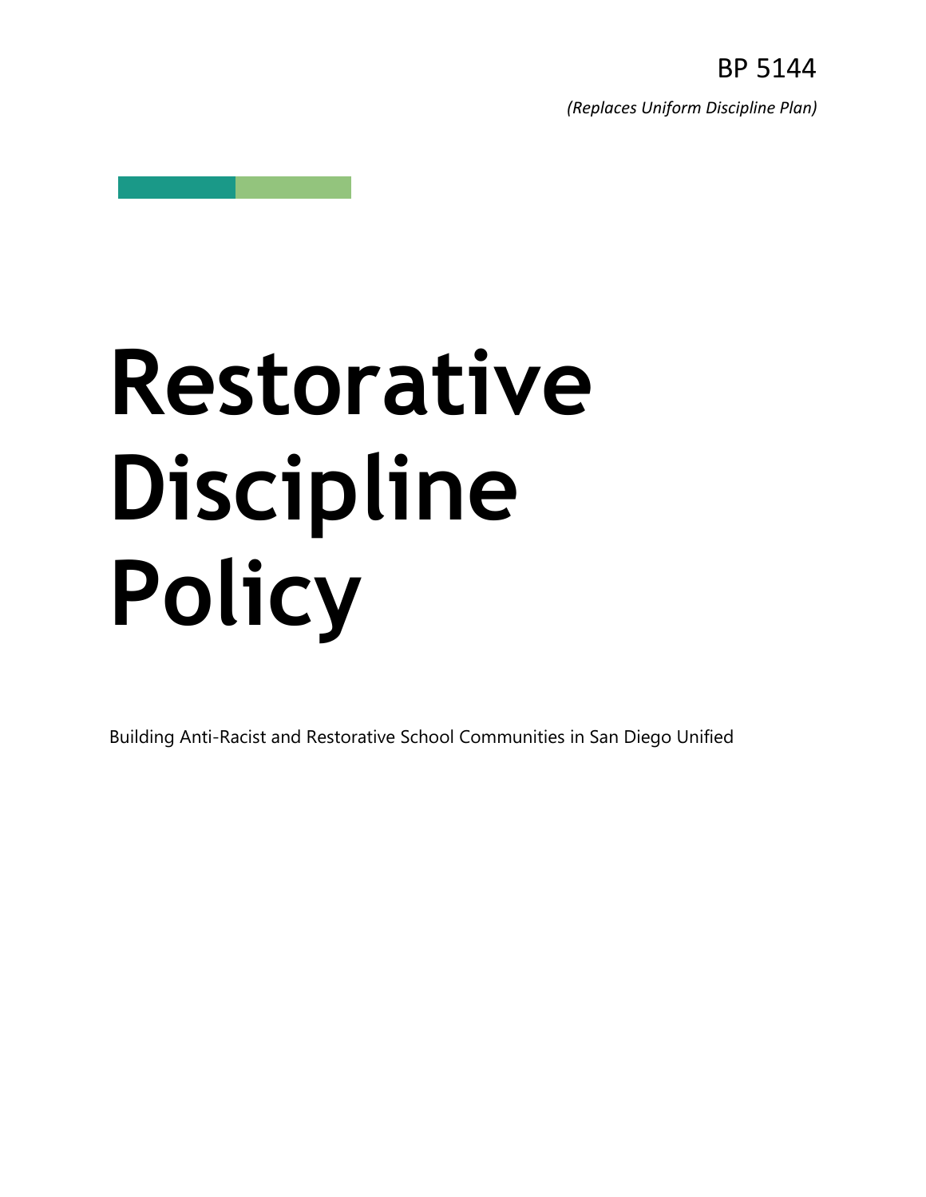BP 5144

*(Replaces Uniform Discipline Plan)*

# Restorative Discipline Policy

Building Anti-Racist and Restorative School Communities in San Diego Unified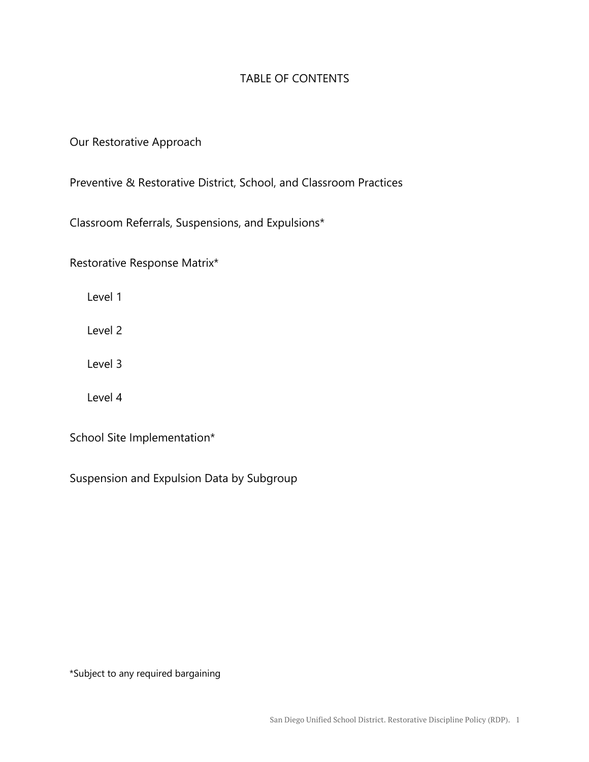# TABLE OF CONTENTS

Our Restorative Approach

Preventive & Restorative District, School, and Classroom Practices

Classroom Referrals, Suspensions, and Expulsions*

Restorative Response Matrix*

- Level 1
- Level 2
- Level 3
- Level 4

School Site Implementation*

Suspension and Expulsion Data by Subgroup

*Subject to any required bargaining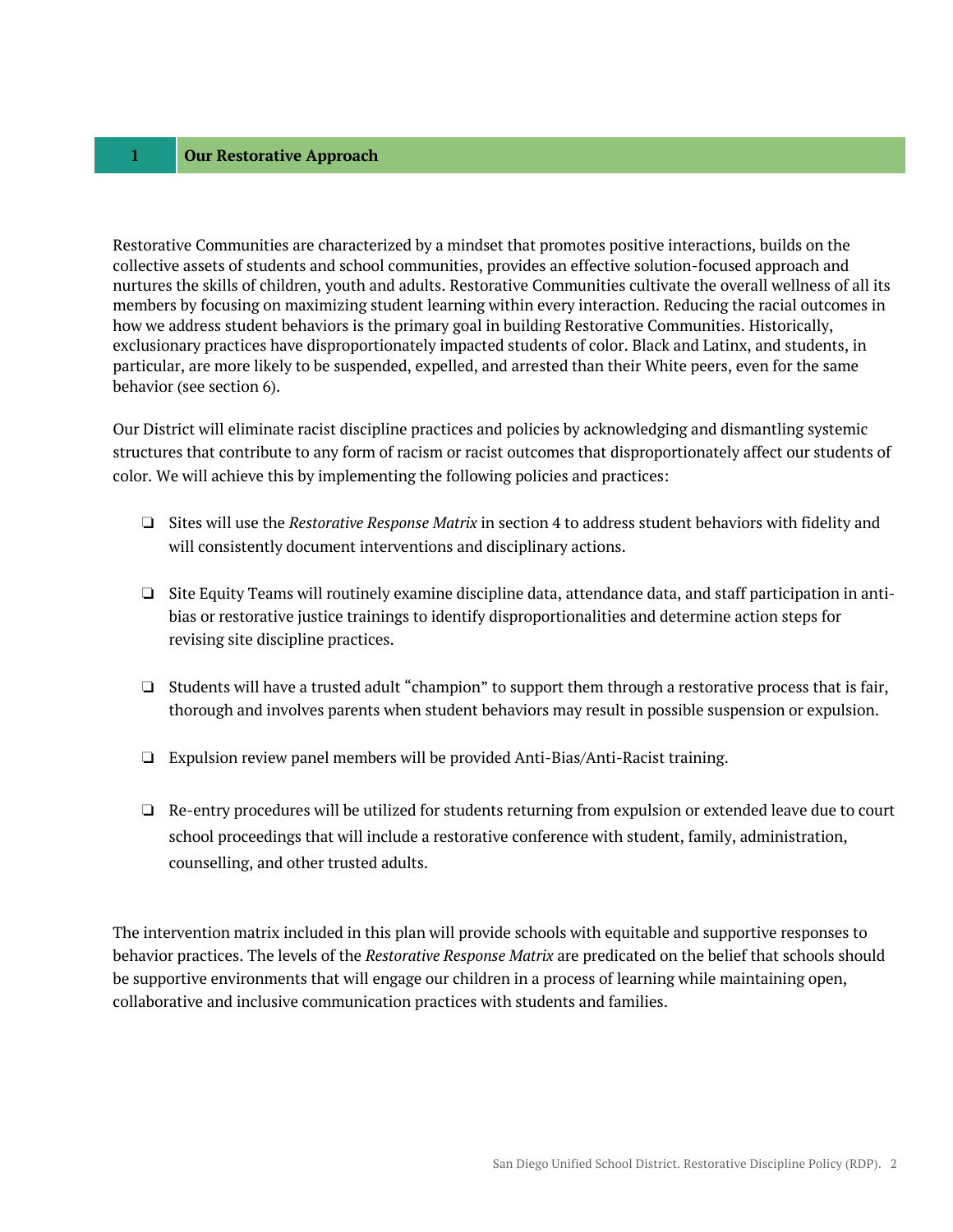## 1 Our Restorative Approach

Restorative Communities are characterized by a mindset that promotes positive interactions, builds on the collective assets of students and school communities, provides an effective solution-focused approach and nurtures the skills of children, youth and adults. Restorative Communities cultivate the overall wellness of all its members by focusing on maximizing student learning within every interaction. Reducing the racial outcomes in how we address student behaviors is the primary goal in building Restorative Communities. Historically, exclusionary practices have disproportionately impacted students of color. Black and Latinx, and students, in particular, are more likely to be suspended, expelled, and arrested than their White peers, even for the same behavior (see section 6).

Our District will eliminate racist discipline practices and policies by acknowledging and dismantling systemic structures that contribute to any form of racism or racist outcomes that disproportionately affect our students of color. We will achieve this by implementing the following policies and practices:

- ❏ Sites will use the *Restorative Response Matrix* in section 4 to address student behaviors with fidelity and will consistently document interventions and disciplinary actions.
- ❏ Site Equity Teams will routinely examine discipline data, attendance data, and staff participation in anti-bias or restorative justice trainings to identify disproportionalities and determine action steps for revising site discipline practices.
- ❏ Students will have a trusted adult "champion" to support them through a restorative process that is fair, thorough and involves parents when student behaviors may result in possible suspension or expulsion.
- ❏ Expulsion review panel members will be provided Anti-Bias/Anti-Racist training.
- ❏ Re-entry procedures will be utilized for students returning from expulsion or extended leave due to court school proceedings that will include a restorative conference with student, family, administration, counselling, and other trusted adults.

The intervention matrix included in this plan will provide schools with equitable and supportive responses to behavior practices. The levels of the *Restorative Response Matrix* are predicated on the belief that schools should be supportive environments that will engage our children in a process of learning while maintaining open, collaborative and inclusive communication practices with students and families.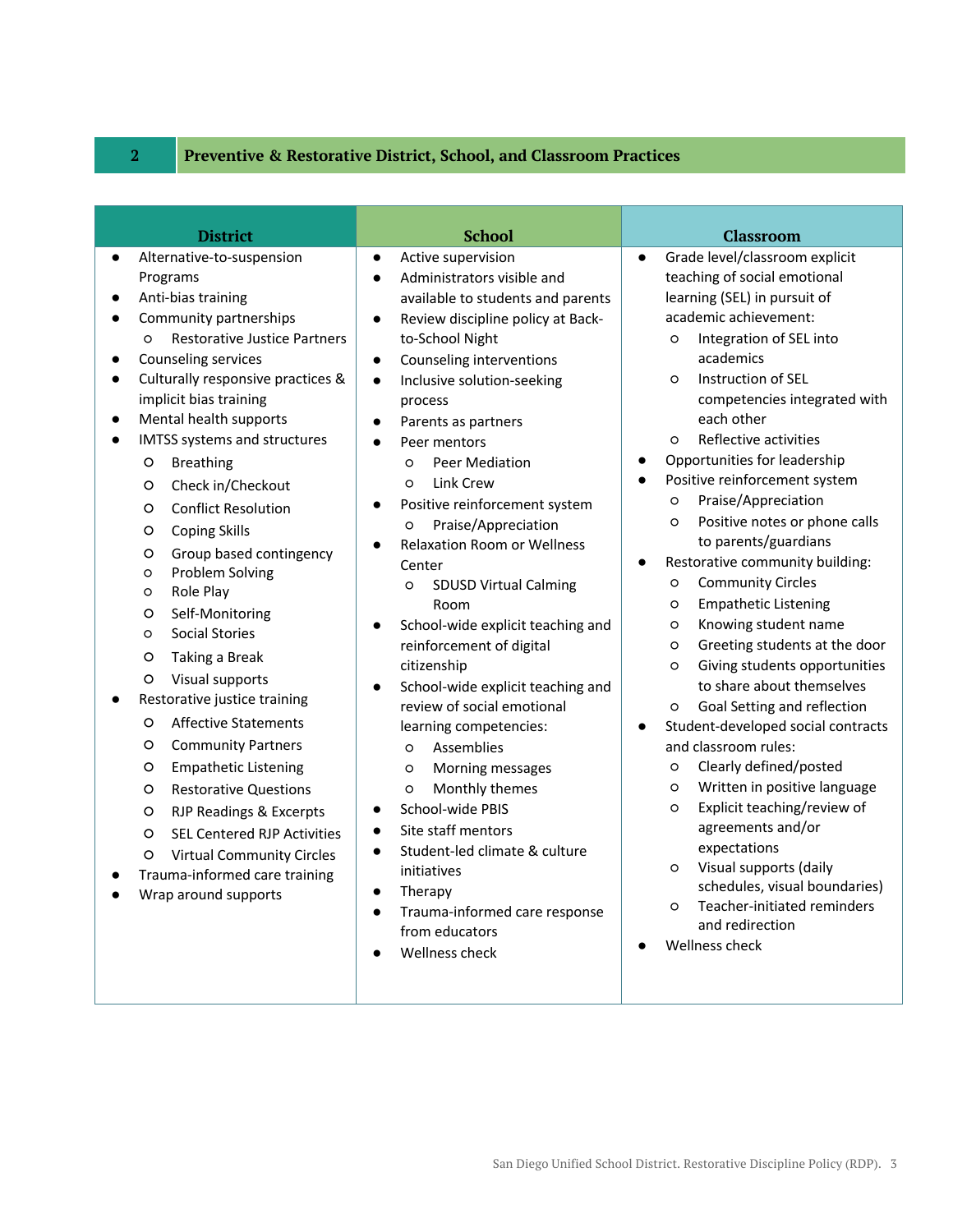## 2 Preventive & Restorative District, School, and Classroom Practices

### District

- Alternative-to-suspension Programs
- Anti-bias training
- Community partnerships
  - Restorative Justice Partners
- Counseling services
- Culturally responsive practices & implicit bias training
- Mental health supports
- IMTSS systems and structures
  - Breathing
  - Check in/Checkout
  - Conflict Resolution
  - Coping Skills
  - Group based contingency
  - Problem Solving
  - Role Play
  - Self-Monitoring
  - Social Stories
  - Taking a Break
  - Visual supports
- Restorative justice training
  - Affective Statements
  - Community Partners
  - Empathetic Listening
  - Restorative Questions
  - RJP Readings & Excerpts
  - SEL Centered RJP Activities
  - Virtual Community Circles
- Trauma-informed care training
- Wrap around supports

### School

- Active supervision
- Administrators visible and available to students and parents
- Review discipline policy at Back-to-School Night
- Counseling interventions
- Inclusive solution-seeking process
- Parents as partners
- Peer mentors
  - Peer Mediation
  - Link Crew
- Positive reinforcement system
  - Praise/Appreciation
- Relaxation Room or Wellness Center
  - SDUSD Virtual Calming Room
- School-wide explicit teaching and reinforcement of digital citizenship
- School-wide explicit teaching and review of social emotional learning competencies:
  - Assemblies
  - Morning messages
  - Monthly themes
- School-wide PBIS
- Site staff mentors
- Student-led climate & culture initiatives
- Therapy
- Trauma-informed care response from educators
- Wellness check

### Classroom

- Grade level/classroom explicit teaching of social emotional learning (SEL) in pursuit of academic achievement:
  - Integration of SEL into academics
  - Instruction of SEL competencies integrated with each other
  - Reflective activities
- Opportunities for leadership
- Positive reinforcement system
  - Praise/Appreciation
  - Positive notes or phone calls to parents/guardians
- Restorative community building:
  - Community Circles
  - Empathetic Listening
  - Knowing student name
  - Greeting students at the door
  - Giving students opportunities to share about themselves
  - Goal Setting and reflection
- Student-developed social contracts and classroom rules:
  - Clearly defined/posted
  - Written in positive language
  - Explicit teaching/review of agreements and/or expectations
  - Visual supports (daily schedules, visual boundaries)
  - Teacher-initiated reminders and redirection
- Wellness check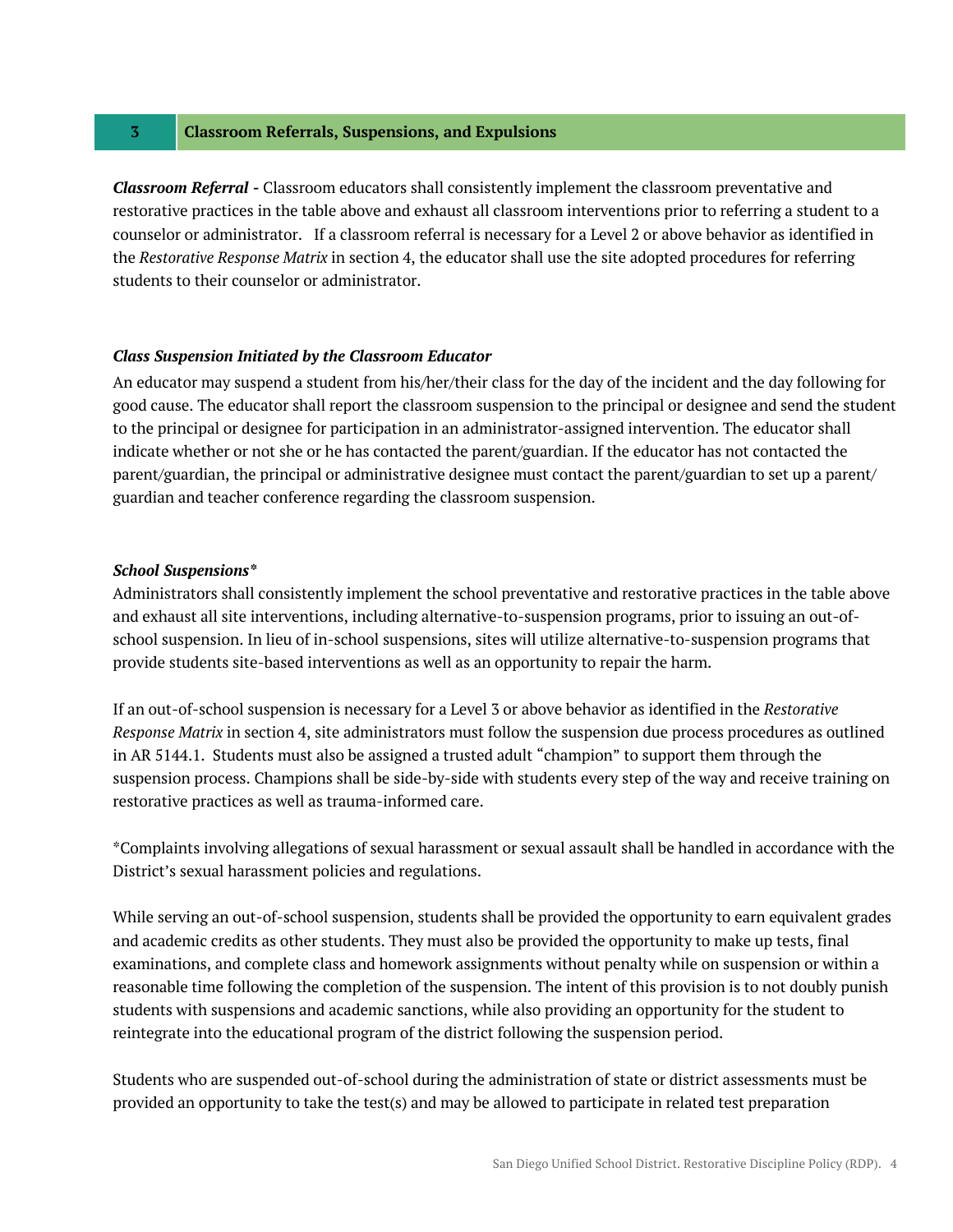## 3 Classroom Referrals, Suspensions, and Expulsions

***Classroom Referral*** **-** Classroom educators shall consistently implement the classroom preventative and restorative practices in the table above and exhaust all classroom interventions prior to referring a student to a counselor or administrator. If a classroom referral is necessary for a Level 2 or above behavior as identified in the *Restorative Response Matrix* in section 4, the educator shall use the site adopted procedures for referring students to their counselor or administrator.

***Class Suspension Initiated by the Classroom Educator***

An educator may suspend a student from his/her/their class for the day of the incident and the day following for good cause. The educator shall report the classroom suspension to the principal or designee and send the student to the principal or designee for participation in an administrator-assigned intervention. The educator shall indicate whether or not she or he has contacted the parent/guardian. If the educator has not contacted the parent/guardian, the principal or administrative designee must contact the parent/guardian to set up a parent/guardian and teacher conference regarding the classroom suspension.

***School Suspensions****

Administrators shall consistently implement the school preventative and restorative practices in the table above and exhaust all site interventions, including alternative-to-suspension programs, prior to issuing an out-of-school suspension. In lieu of in-school suspensions, sites will utilize alternative-to-suspension programs that provide students site-based interventions as well as an opportunity to repair the harm.

If an out-of-school suspension is necessary for a Level 3 or above behavior as identified in the *Restorative Response Matrix* in section 4, site administrators must follow the suspension due process procedures as outlined in AR 5144.1. Students must also be assigned a trusted adult "champion" to support them through the suspension process. Champions shall be side-by-side with students every step of the way and receive training on restorative practices as well as trauma-informed care.

*Complaints involving allegations of sexual harassment or sexual assault shall be handled in accordance with the District's sexual harassment policies and regulations.

While serving an out-of-school suspension, students shall be provided the opportunity to earn equivalent grades and academic credits as other students. They must also be provided the opportunity to make up tests, final examinations, and complete class and homework assignments without penalty while on suspension or within a reasonable time following the completion of the suspension. The intent of this provision is to not doubly punish students with suspensions and academic sanctions, while also providing an opportunity for the student to reintegrate into the educational program of the district following the suspension period.

Students who are suspended out-of-school during the administration of state or district assessments must be provided an opportunity to take the test(s) and may be allowed to participate in related test preparation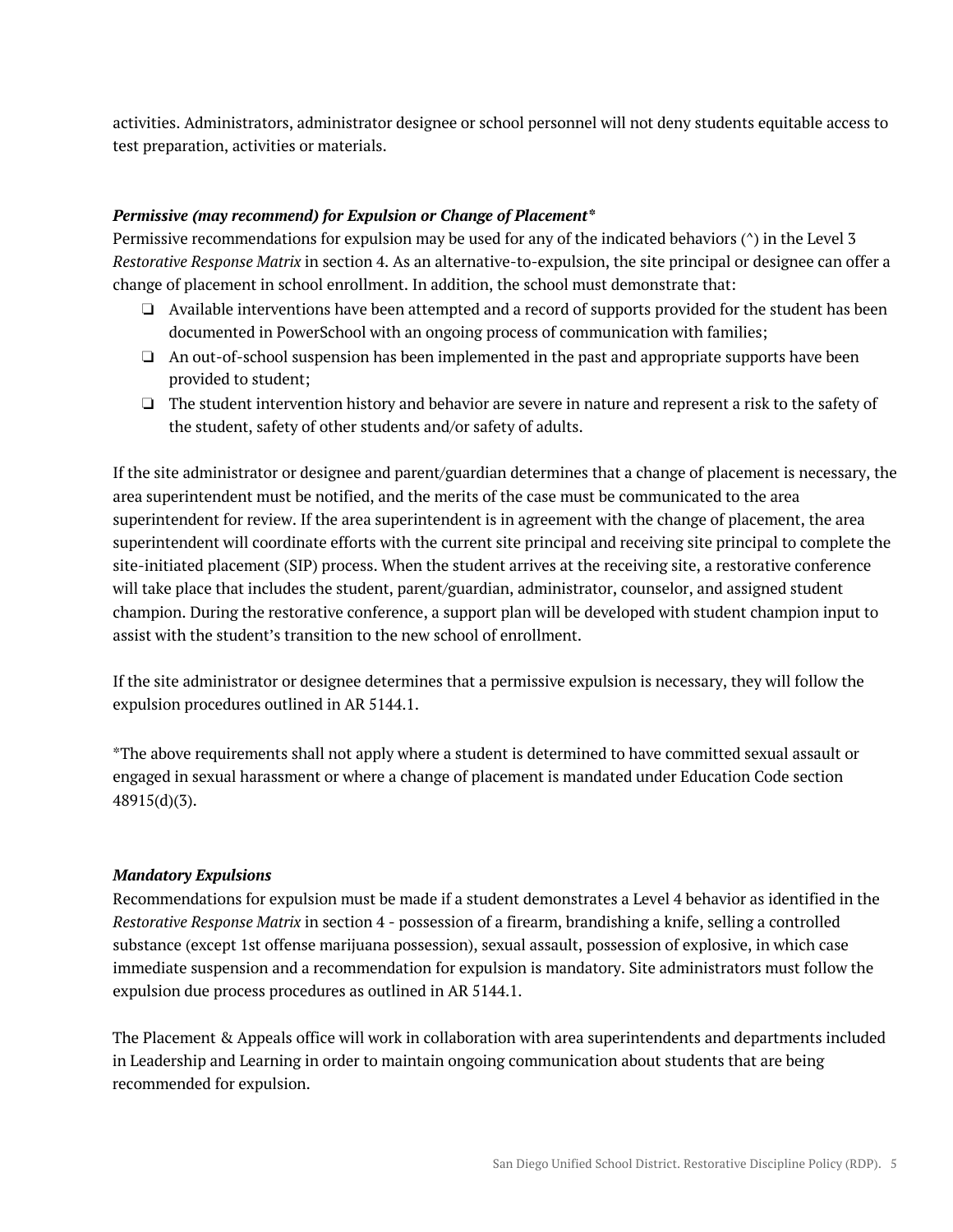activities. Administrators, administrator designee or school personnel will not deny students equitable access to test preparation, activities or materials.

### ***Permissive (may recommend) for Expulsion or Change of Placement****

Permissive recommendations for expulsion may be used for any of the indicated behaviors (^) in the Level 3 *Restorative Response Matrix* in section 4. As an alternative-to-expulsion, the site principal or designee can offer a change of placement in school enrollment. In addition, the school must demonstrate that:

- ❏ Available interventions have been attempted and a record of supports provided for the student has been documented in PowerSchool with an ongoing process of communication with families;
- ❏ An out-of-school suspension has been implemented in the past and appropriate supports have been provided to student;
- ❏ The student intervention history and behavior are severe in nature and represent a risk to the safety of the student, safety of other students and/or safety of adults.

If the site administrator or designee and parent/guardian determines that a change of placement is necessary, the area superintendent must be notified, and the merits of the case must be communicated to the area superintendent for review. If the area superintendent is in agreement with the change of placement, the area superintendent will coordinate efforts with the current site principal and receiving site principal to complete the site-initiated placement (SIP) process. When the student arrives at the receiving site, a restorative conference will take place that includes the student, parent/guardian, administrator, counselor, and assigned student champion. During the restorative conference, a support plan will be developed with student champion input to assist with the student's transition to the new school of enrollment.

If the site administrator or designee determines that a permissive expulsion is necessary, they will follow the expulsion procedures outlined in AR 5144.1.

*The above requirements shall not apply where a student is determined to have committed sexual assault or engaged in sexual harassment or where a change of placement is mandated under Education Code section 48915(d)(3).

### ***Mandatory Expulsions***

Recommendations for expulsion must be made if a student demonstrates a Level 4 behavior as identified in the *Restorative Response Matrix* in section 4 - possession of a firearm, brandishing a knife, selling a controlled substance (except 1st offense marijuana possession), sexual assault, possession of explosive, in which case immediate suspension and a recommendation for expulsion is mandatory. Site administrators must follow the expulsion due process procedures as outlined in AR 5144.1.

The Placement & Appeals office will work in collaboration with area superintendents and departments included in Leadership and Learning in order to maintain ongoing communication about students that are being recommended for expulsion.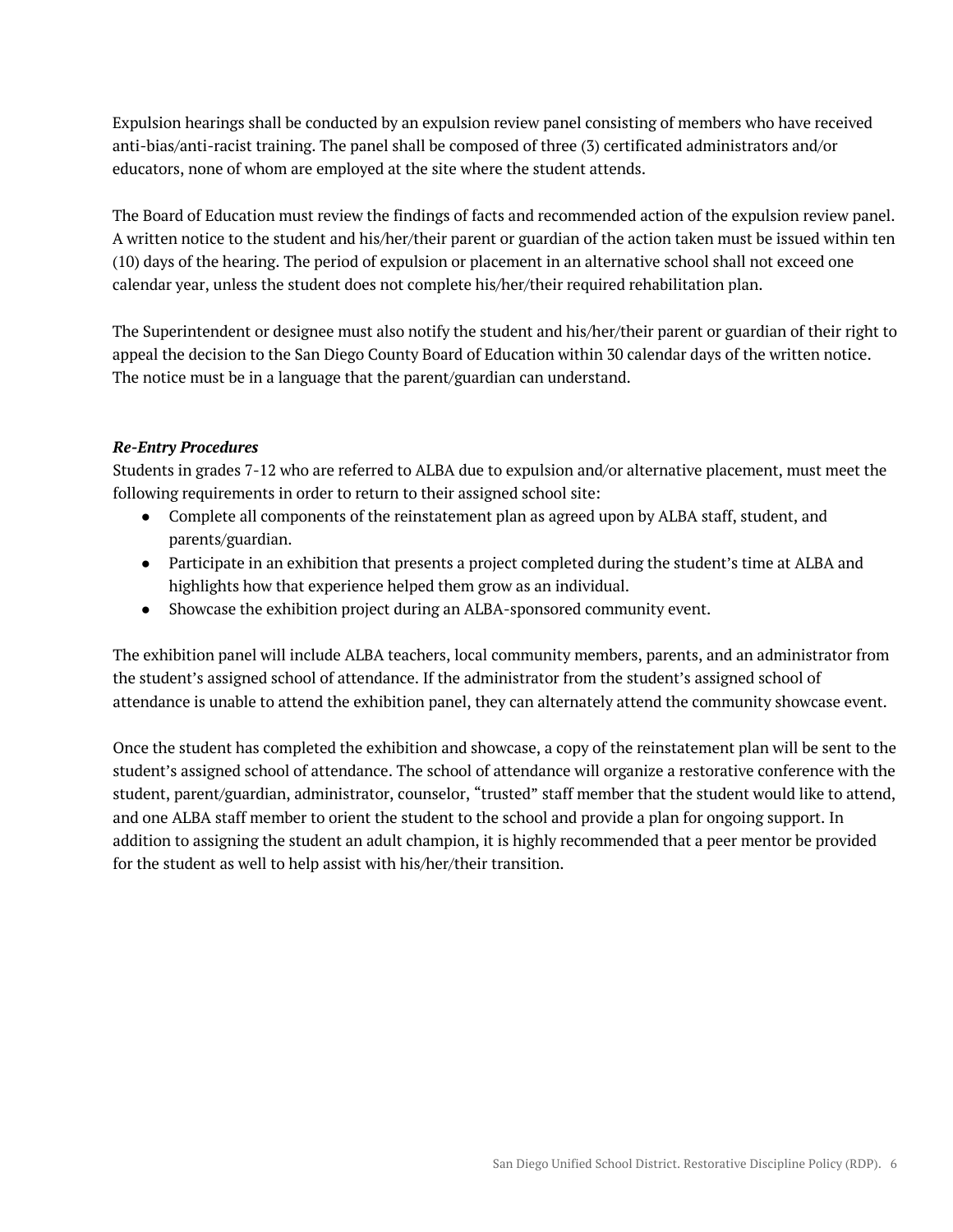Expulsion hearings shall be conducted by an expulsion review panel consisting of members who have received anti-bias/anti-racist training. The panel shall be composed of three (3) certificated administrators and/or educators, none of whom are employed at the site where the student attends.

The Board of Education must review the findings of facts and recommended action of the expulsion review panel. A written notice to the student and his/her/their parent or guardian of the action taken must be issued within ten (10) days of the hearing. The period of expulsion or placement in an alternative school shall not exceed one calendar year, unless the student does not complete his/her/their required rehabilitation plan.

The Superintendent or designee must also notify the student and his/her/their parent or guardian of their right to appeal the decision to the San Diego County Board of Education within 30 calendar days of the written notice. The notice must be in a language that the parent/guardian can understand.

***Re-Entry Procedures***

Students in grades 7-12 who are referred to ALBA due to expulsion and/or alternative placement, must meet the following requirements in order to return to their assigned school site:

- Complete all components of the reinstatement plan as agreed upon by ALBA staff, student, and parents/guardian.
- Participate in an exhibition that presents a project completed during the student's time at ALBA and highlights how that experience helped them grow as an individual.
- Showcase the exhibition project during an ALBA-sponsored community event.

The exhibition panel will include ALBA teachers, local community members, parents, and an administrator from the student's assigned school of attendance. If the administrator from the student's assigned school of attendance is unable to attend the exhibition panel, they can alternately attend the community showcase event.

Once the student has completed the exhibition and showcase, a copy of the reinstatement plan will be sent to the student's assigned school of attendance. The school of attendance will organize a restorative conference with the student, parent/guardian, administrator, counselor, "trusted" staff member that the student would like to attend, and one ALBA staff member to orient the student to the school and provide a plan for ongoing support. In addition to assigning the student an adult champion, it is highly recommended that a peer mentor be provided for the student as well to help assist with his/her/their transition.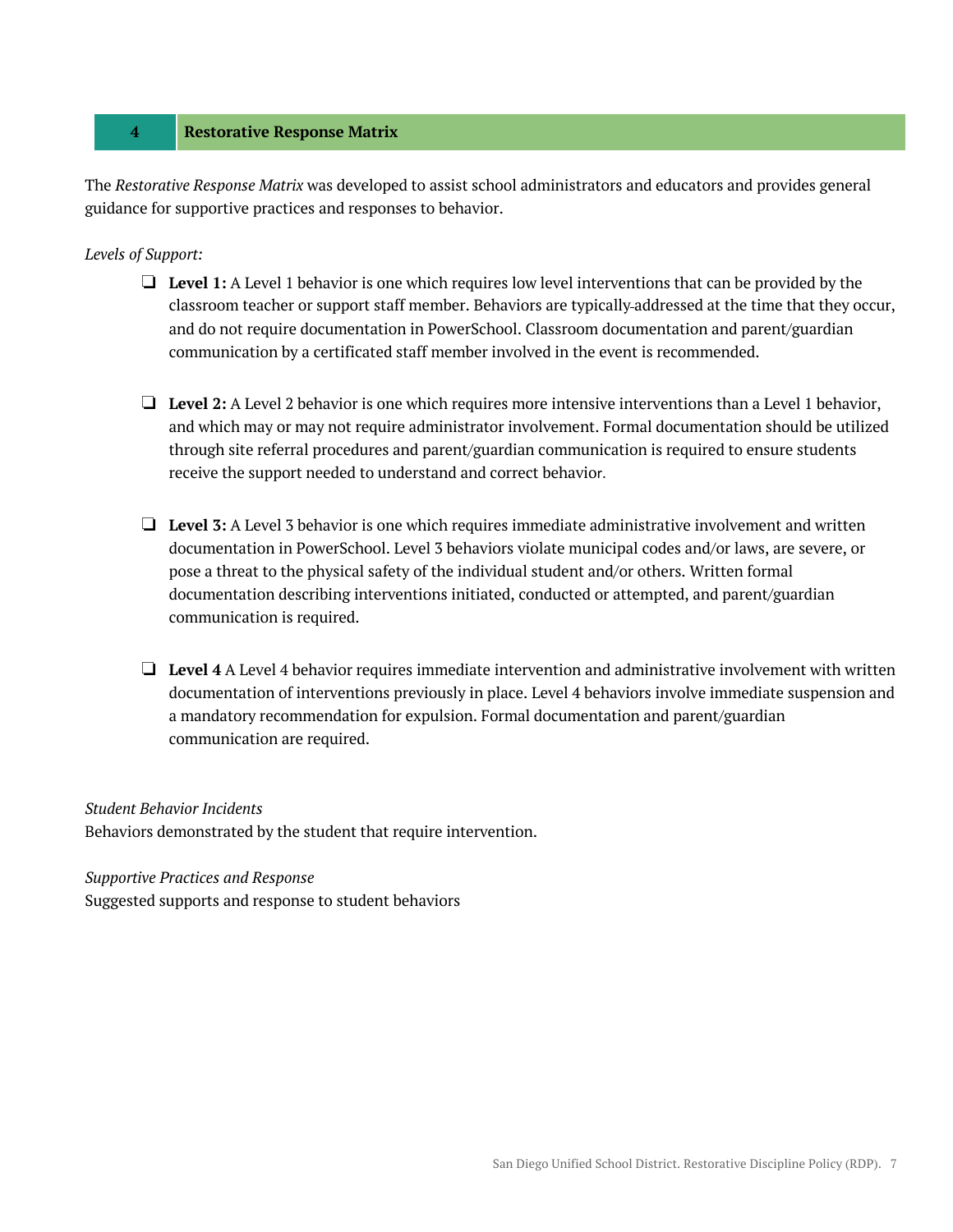## 4 Restorative Response Matrix

The *Restorative Response Matrix* was developed to assist school administrators and educators and provides general guidance for supportive practices and responses to behavior.

*Levels of Support:*

- ❑ **Level 1:** A Level 1 behavior is one which requires low level interventions that can be provided by the classroom teacher or support staff member. Behaviors are typically addressed at the time that they occur, and do not require documentation in PowerSchool. Classroom documentation and parent/guardian communication by a certificated staff member involved in the event is recommended.

- ❑ **Level 2:** A Level 2 behavior is one which requires more intensive interventions than a Level 1 behavior, and which may or may not require administrator involvement. Formal documentation should be utilized through site referral procedures and parent/guardian communication is required to ensure students receive the support needed to understand and correct behavior.

- ❑ **Level 3:** A Level 3 behavior is one which requires immediate administrative involvement and written documentation in PowerSchool. Level 3 behaviors violate municipal codes and/or laws, are severe, or pose a threat to the physical safety of the individual student and/or others. Written formal documentation describing interventions initiated, conducted or attempted, and parent/guardian communication is required.

- ❑ **Level 4** A Level 4 behavior requires immediate intervention and administrative involvement with written documentation of interventions previously in place. Level 4 behaviors involve immediate suspension and a mandatory recommendation for expulsion. Formal documentation and parent/guardian communication are required.

*Student Behavior Incidents*
Behaviors demonstrated by the student that require intervention.

*Supportive Practices and Response*
Suggested supports and response to student behaviors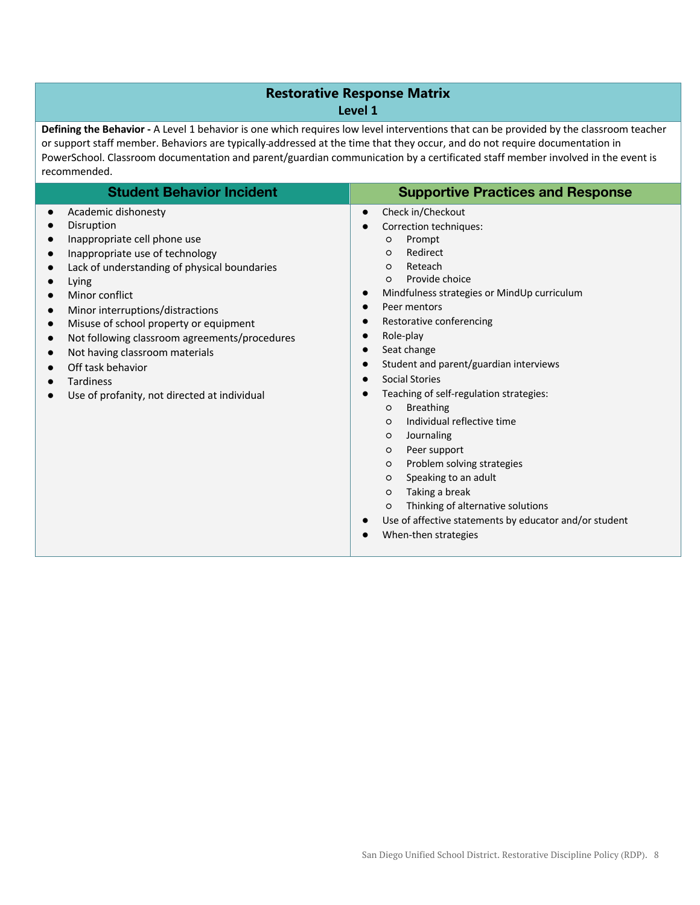## Restorative Response Matrix
### Level 1

**Defining the Behavior -** A Level 1 behavior is one which requires low level interventions that can be provided by the classroom teacher or support staff member. Behaviors are typically addressed at the time that they occur, and do not require documentation in PowerSchool. Classroom documentation and parent/guardian communication by a certificated staff member involved in the event is recommended.

| Student Behavior Incident | Supportive Practices and Response |
|---|---|
| • Academic dishonesty<br>• Disruption<br>• Inappropriate cell phone use<br>• Inappropriate use of technology<br>• Lack of understanding of physical boundaries<br>• Lying<br>• Minor conflict<br>• Minor interruptions/distractions<br>• Misuse of school property or equipment<br>• Not following classroom agreements/procedures<br>• Not having classroom materials<br>• Off task behavior<br>• Tardiness<br>• Use of profanity, not directed at individual | • Check in/Checkout<br>• Correction techniques:<br>&nbsp;&nbsp;&nbsp;&nbsp;○ Prompt<br>&nbsp;&nbsp;&nbsp;&nbsp;○ Redirect<br>&nbsp;&nbsp;&nbsp;&nbsp;○ Reteach<br>&nbsp;&nbsp;&nbsp;&nbsp;○ Provide choice<br>• Mindfulness strategies or MindUp curriculum<br>• Peer mentors<br>• Restorative conferencing<br>• Role-play<br>• Seat change<br>• Student and parent/guardian interviews<br>• Social Stories<br>• Teaching of self-regulation strategies:<br>&nbsp;&nbsp;&nbsp;&nbsp;○ Breathing<br>&nbsp;&nbsp;&nbsp;&nbsp;○ Individual reflective time<br>&nbsp;&nbsp;&nbsp;&nbsp;○ Journaling<br>&nbsp;&nbsp;&nbsp;&nbsp;○ Peer support<br>&nbsp;&nbsp;&nbsp;&nbsp;○ Problem solving strategies<br>&nbsp;&nbsp;&nbsp;&nbsp;○ Speaking to an adult<br>&nbsp;&nbsp;&nbsp;&nbsp;○ Taking a break<br>&nbsp;&nbsp;&nbsp;&nbsp;○ Thinking of alternative solutions<br>• Use of affective statements by educator and/or student<br>• When-then strategies |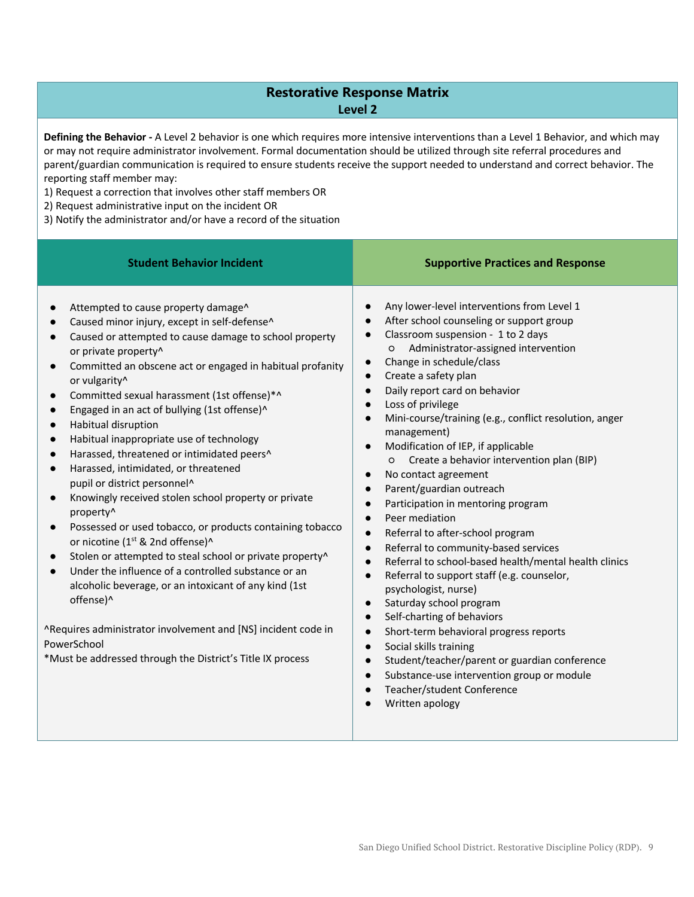## Restorative Response Matrix
### Level 2

**Defining the Behavior -** A Level 2 behavior is one which requires more intensive interventions than a Level 1 Behavior, and which may or may not require administrator involvement. Formal documentation should be utilized through site referral procedures and parent/guardian communication is required to ensure students receive the support needed to understand and correct behavior. The reporting staff member may:

1) Request a correction that involves other staff members OR
2) Request administrative input on the incident OR
3) Notify the administrator and/or have a record of the situation

| Student Behavior Incident | Supportive Practices and Response |
|---|---|
| • Attempted to cause property damage^<br>• Caused minor injury, except in self-defense^<br>• Caused or attempted to cause damage to school property or private property^<br>• Committed an obscene act or engaged in habitual profanity or vulgarity^<br>• Committed sexual harassment (1st offense)*^<br>• Engaged in an act of bullying (1st offense)^<br>• Habitual disruption<br>• Habitual inappropriate use of technology<br>• Harassed, threatened or intimidated peers^<br>• Harassed, intimidated, or threatened pupil or district personnel^<br>• Knowingly received stolen school property or private property^<br>• Possessed or used tobacco, or products containing tobacco or nicotine (1st & 2nd offense)^<br>• Stolen or attempted to steal school or private property^<br>• Under the influence of a controlled substance or an alcoholic beverage, or an intoxicant of any kind (1st offense)^<br><br>^Requires administrator involvement and [NS] incident code in PowerSchool<br>*Must be addressed through the District's Title IX process | • Any lower-level interventions from Level 1<br>• After school counseling or support group<br>• Classroom suspension - 1 to 2 days<br>&nbsp;&nbsp;&nbsp;&nbsp;○ Administrator-assigned intervention<br>• Change in schedule/class<br>• Create a safety plan<br>• Daily report card on behavior<br>• Loss of privilege<br>• Mini-course/training (e.g., conflict resolution, anger management)<br>• Modification of IEP, if applicable<br>&nbsp;&nbsp;&nbsp;&nbsp;○ Create a behavior intervention plan (BIP)<br>• No contact agreement<br>• Parent/guardian outreach<br>• Participation in mentoring program<br>• Peer mediation<br>• Referral to after-school program<br>• Referral to community-based services<br>• Referral to school-based health/mental health clinics<br>• Referral to support staff (e.g. counselor, psychologist, nurse)<br>• Saturday school program<br>• Self-charting of behaviors<br>• Short-term behavioral progress reports<br>• Social skills training<br>• Student/teacher/parent or guardian conference<br>• Substance-use intervention group or module<br>• Teacher/student Conference<br>• Written apology |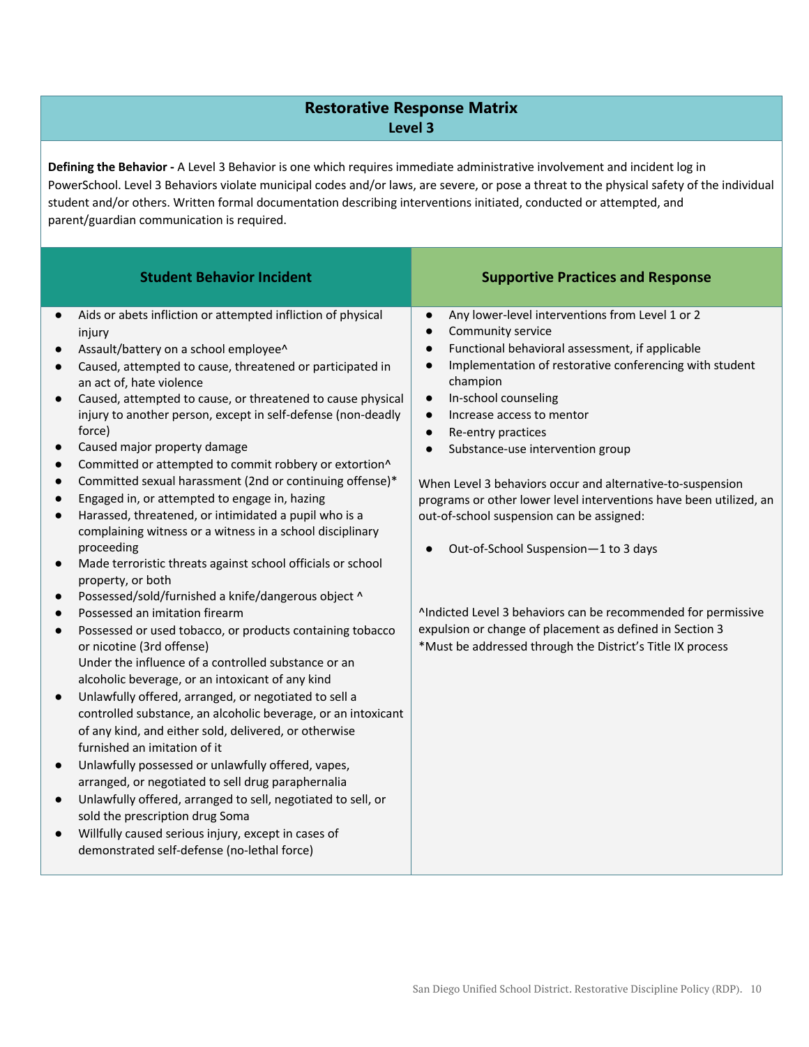## Restorative Response Matrix
### Level 3

**Defining the Behavior -** A Level 3 Behavior is one which requires immediate administrative involvement and incident log in PowerSchool. Level 3 Behaviors violate municipal codes and/or laws, are severe, or pose a threat to the physical safety of the individual student and/or others. Written formal documentation describing interventions initiated, conducted or attempted, and parent/guardian communication is required.

| Student Behavior Incident | Supportive Practices and Response |
|---|---|
| ● Aids or abets infliction or attempted infliction of physical injury<br>● Assault/battery on a school employee^<br>● Caused, attempted to cause, threatened or participated in an act of, hate violence<br>● Caused, attempted to cause, or threatened to cause physical injury to another person, except in self-defense (non-deadly force)<br>● Caused major property damage<br>● Committed or attempted to commit robbery or extortion^<br>● Committed sexual harassment (2nd or continuing offense)*<br>● Engaged in, or attempted to engage in, hazing<br>● Harassed, threatened, or intimidated a pupil who is a complaining witness or a witness in a school disciplinary proceeding<br>● Made terroristic threats against school officials or school property, or both<br>● Possessed/sold/furnished a knife/dangerous object ^<br>● Possessed an imitation firearm<br>● Possessed or used tobacco, or products containing tobacco or nicotine (3rd offense)<br>Under the influence of a controlled substance or an alcoholic beverage, or an intoxicant of any kind<br>● Unlawfully offered, arranged, or negotiated to sell a controlled substance, an alcoholic beverage, or an intoxicant of any kind, and either sold, delivered, or otherwise furnished an imitation of it<br>● Unlawfully possessed or unlawfully offered, vapes, arranged, or negotiated to sell drug paraphernalia<br>● Unlawfully offered, arranged to sell, negotiated to sell, or sold the prescription drug Soma<br>● Willfully caused serious injury, except in cases of demonstrated self-defense (no-lethal force) | ● Any lower-level interventions from Level 1 or 2<br>● Community service<br>● Functional behavioral assessment, if applicable<br>● Implementation of restorative conferencing with student champion<br>● In-school counseling<br>● Increase access to mentor<br>● Re-entry practices<br>● Substance-use intervention group<br><br>When Level 3 behaviors occur and alternative-to-suspension programs or other lower level interventions have been utilized, an out-of-school suspension can be assigned:<br><br>● Out-of-School Suspension—1 to 3 days<br><br>^Indicted Level 3 behaviors can be recommended for permissive expulsion or change of placement as defined in Section 3<br>*Must be addressed through the District's Title IX process |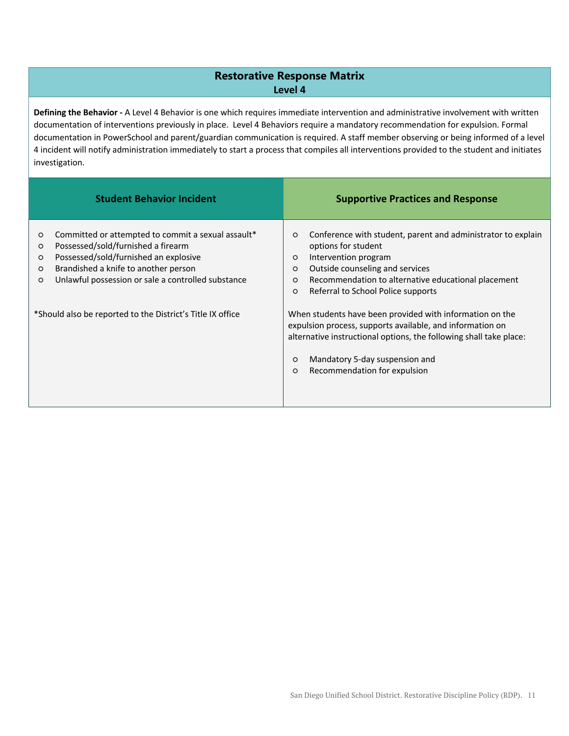## Restorative Response Matrix
### Level 4

**Defining the Behavior -** A Level 4 Behavior is one which requires immediate intervention and administrative involvement with written documentation of interventions previously in place. Level 4 Behaviors require a mandatory recommendation for expulsion. Formal documentation in PowerSchool and parent/guardian communication is required. A staff member observing or being informed of a level 4 incident will notify administration immediately to start a process that compiles all interventions provided to the student and initiates investigation.

| Student Behavior Incident | Supportive Practices and Response |
|---|---|
| ○ Committed or attempted to commit a sexual assault*<br>○ Possessed/sold/furnished a firearm<br>○ Possessed/sold/furnished an explosive<br>○ Brandished a knife to another person<br>○ Unlawful possession or sale a controlled substance<br><br>*Should also be reported to the District's Title IX office | ○ Conference with student, parent and administrator to explain options for student<br>○ Intervention program<br>○ Outside counseling and services<br>○ Recommendation to alternative educational placement<br>○ Referral to School Police supports<br><br>When students have been provided with information on the expulsion process, supports available, and information on alternative instructional options, the following shall take place:<br><br>○ Mandatory 5-day suspension and<br>○ Recommendation for expulsion |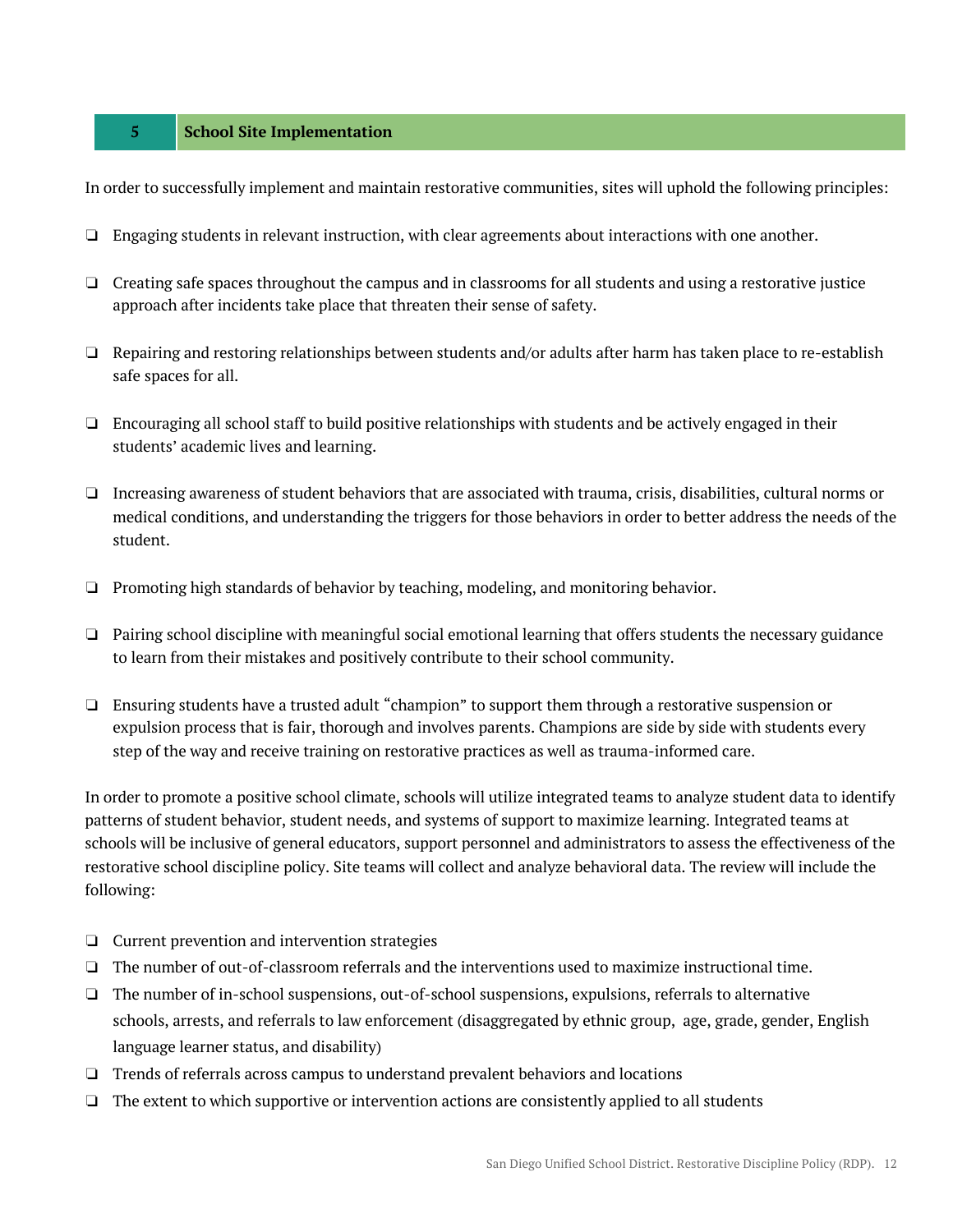## 5 School Site Implementation

In order to successfully implement and maintain restorative communities, sites will uphold the following principles:

- ❏ Engaging students in relevant instruction, with clear agreements about interactions with one another.
- ❏ Creating safe spaces throughout the campus and in classrooms for all students and using a restorative justice approach after incidents take place that threaten their sense of safety.
- ❏ Repairing and restoring relationships between students and/or adults after harm has taken place to re-establish safe spaces for all.
- ❏ Encouraging all school staff to build positive relationships with students and be actively engaged in their students' academic lives and learning.
- ❏ Increasing awareness of student behaviors that are associated with trauma, crisis, disabilities, cultural norms or medical conditions, and understanding the triggers for those behaviors in order to better address the needs of the student.
- ❏ Promoting high standards of behavior by teaching, modeling, and monitoring behavior.
- ❏ Pairing school discipline with meaningful social emotional learning that offers students the necessary guidance to learn from their mistakes and positively contribute to their school community.
- ❏ Ensuring students have a trusted adult "champion" to support them through a restorative suspension or expulsion process that is fair, thorough and involves parents. Champions are side by side with students every step of the way and receive training on restorative practices as well as trauma-informed care.

In order to promote a positive school climate, schools will utilize integrated teams to analyze student data to identify patterns of student behavior, student needs, and systems of support to maximize learning. Integrated teams at schools will be inclusive of general educators, support personnel and administrators to assess the effectiveness of the restorative school discipline policy. Site teams will collect and analyze behavioral data. The review will include the following:

- ❏ Current prevention and intervention strategies
- ❏ The number of out-of-classroom referrals and the interventions used to maximize instructional time.
- ❏ The number of in-school suspensions, out-of-school suspensions, expulsions, referrals to alternative schools, arrests, and referrals to law enforcement (disaggregated by ethnic group, age, grade, gender, English language learner status, and disability)
- ❏ Trends of referrals across campus to understand prevalent behaviors and locations
- ❏ The extent to which supportive or intervention actions are consistently applied to all students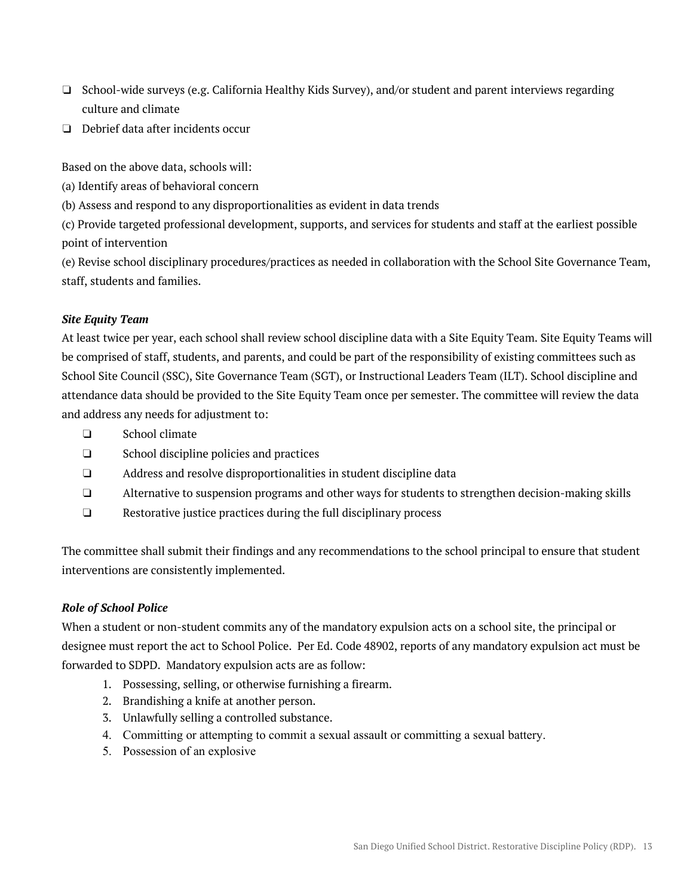- ❑ School-wide surveys (e.g. California Healthy Kids Survey), and/or student and parent interviews regarding culture and climate
- ❑ Debrief data after incidents occur

Based on the above data, schools will:
(a) Identify areas of behavioral concern
(b) Assess and respond to any disproportionalities as evident in data trends
(c) Provide targeted professional development, supports, and services for students and staff at the earliest possible point of intervention
(e) Revise school disciplinary procedures/practices as needed in collaboration with the School Site Governance Team, staff, students and families.

***Site Equity Team***

At least twice per year, each school shall review school discipline data with a Site Equity Team. Site Equity Teams will be comprised of staff, students, and parents, and could be part of the responsibility of existing committees such as School Site Council (SSC), Site Governance Team (SGT), or Instructional Leaders Team (ILT). School discipline and attendance data should be provided to the Site Equity Team once per semester. The committee will review the data and address any needs for adjustment to:

- ❑ School climate
- ❑ School discipline policies and practices
- ❑ Address and resolve disproportionalities in student discipline data
- ❑ Alternative to suspension programs and other ways for students to strengthen decision-making skills
- ❑ Restorative justice practices during the full disciplinary process

The committee shall submit their findings and any recommendations to the school principal to ensure that student interventions are consistently implemented.

***Role of School Police***

When a student or non-student commits any of the mandatory expulsion acts on a school site, the principal or designee must report the act to School Police. Per Ed. Code 48902, reports of any mandatory expulsion act must be forwarded to SDPD. Mandatory expulsion acts are as follow:

1. Possessing, selling, or otherwise furnishing a firearm.
2. Brandishing a knife at another person.
3. Unlawfully selling a controlled substance.
4. Committing or attempting to commit a sexual assault or committing a sexual battery.
5. Possession of an explosive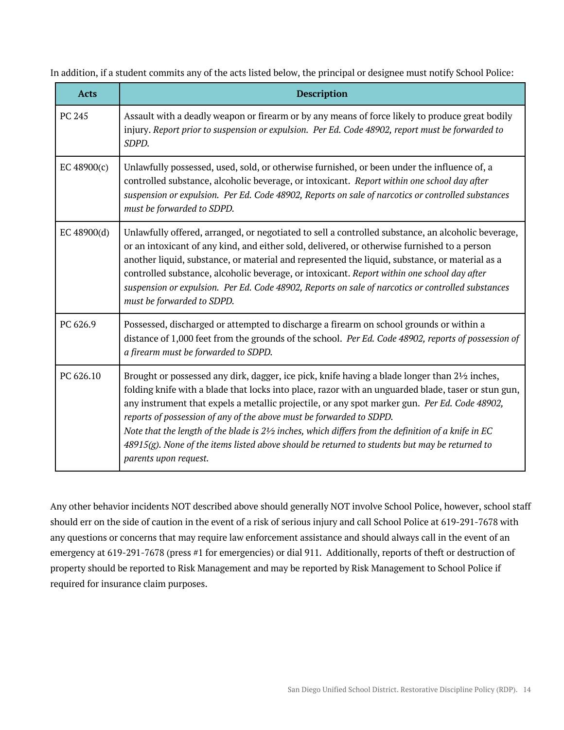In addition, if a student commits any of the acts listed below, the principal or designee must notify School Police:

| Acts | Description |
|---|---|
| PC 245 | Assault with a deadly weapon or firearm or by any means of force likely to produce great bodily injury. *Report prior to suspension or expulsion. Per Ed. Code 48902, report must be forwarded to SDPD.* |
| EC 48900(c) | Unlawfully possessed, used, sold, or otherwise furnished, or been under the influence of, a controlled substance, alcoholic beverage, or intoxicant. *Report within one school day after suspension or expulsion. Per Ed. Code 48902, Reports on sale of narcotics or controlled substances must be forwarded to SDPD.* |
| EC 48900(d) | Unlawfully offered, arranged, or negotiated to sell a controlled substance, an alcoholic beverage, or an intoxicant of any kind, and either sold, delivered, or otherwise furnished to a person another liquid, substance, or material and represented the liquid, substance, or material as a controlled substance, alcoholic beverage, or intoxicant. *Report within one school day after suspension or expulsion. Per Ed. Code 48902, Reports on sale of narcotics or controlled substances must be forwarded to SDPD.* |
| PC 626.9 | Possessed, discharged or attempted to discharge a firearm on school grounds or within a distance of 1,000 feet from the grounds of the school. *Per Ed. Code 48902, reports of possession of a firearm must be forwarded to SDPD.* |
| PC 626.10 | Brought or possessed any dirk, dagger, ice pick, knife having a blade longer than 2½ inches, folding knife with a blade that locks into place, razor with an unguarded blade, taser or stun gun, any instrument that expels a metallic projectile, or any spot marker gun. *Per Ed. Code 48902, reports of possession of any of the above must be forwarded to SDPD.* *Note that the length of the blade is 2½ inches, which differs from the definition of a knife in EC 48915(g). None of the items listed above should be returned to students but may be returned to parents upon request.* |

Any other behavior incidents NOT described above should generally NOT involve School Police, however, school staff should err on the side of caution in the event of a risk of serious injury and call School Police at 619-291-7678 with any questions or concerns that may require law enforcement assistance and should always call in the event of an emergency at 619-291-7678 (press #1 for emergencies) or dial 911. Additionally, reports of theft or destruction of property should be reported to Risk Management and may be reported by Risk Management to School Police if required for insurance claim purposes.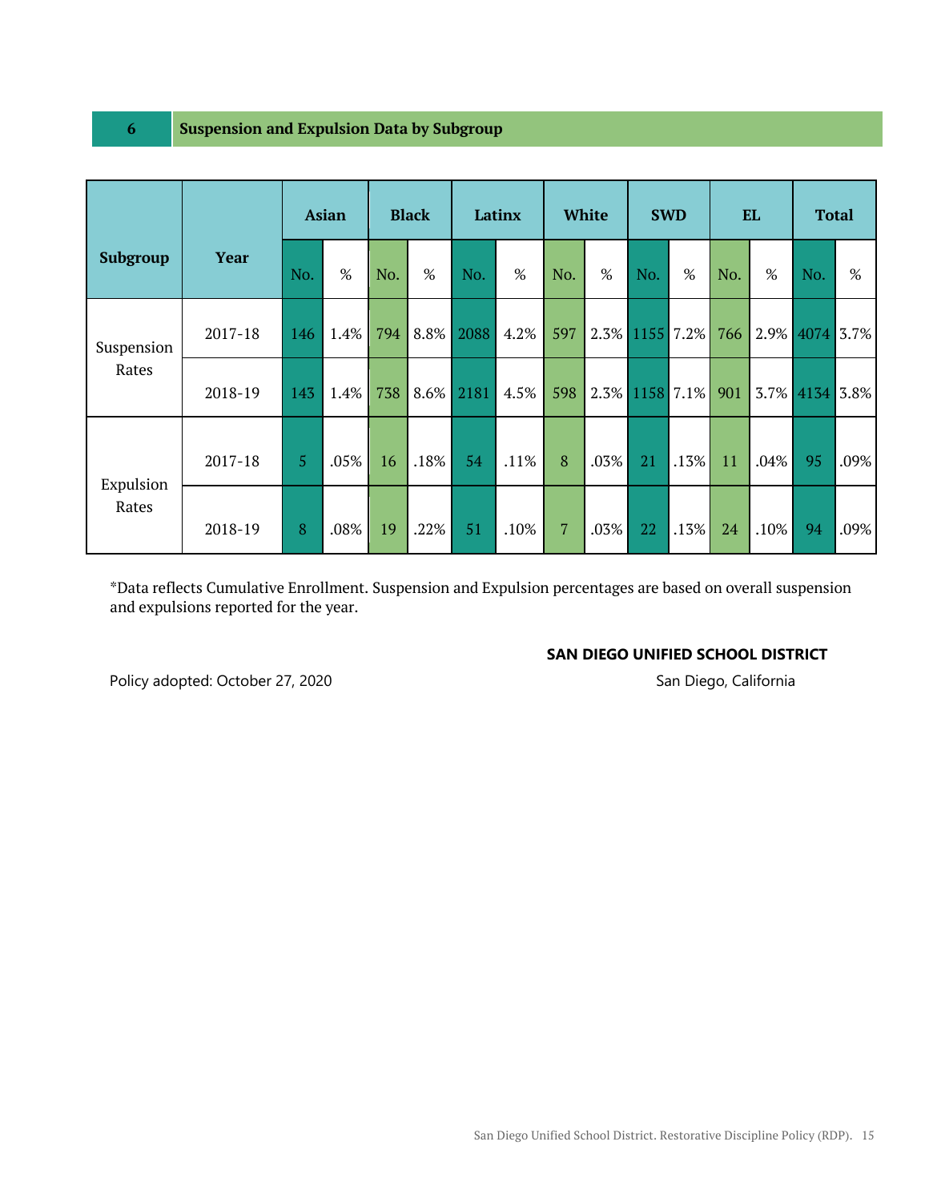## 6 Suspension and Expulsion Data by Subgroup

| Subgroup | Year | Asian | | Black | | Latinx | | White | | SWD | | EL | | Total | |
|---|---|---|---|---|---|---|---|---|---|---|---|---|---|---|---|
| | | No. | % | No. | % | No. | % | No. | % | No. | % | No. | % | No. | % |
| Suspension Rates | 2017-18 | 146 | 1.4% | 794 | 8.8% | 2088 | 4.2% | 597 | 2.3% | 1155 | 7.2% | 766 | 2.9% | 4074 | 3.7% |
| | 2018-19 | 143 | 1.4% | 738 | 8.6% | 2181 | 4.5% | 598 | 2.3% | 1158 | 7.1% | 901 | 3.7% | 4134 | 3.8% |
| Expulsion Rates | 2017-18 | 5 | .05% | 16 | .18% | 54 | .11% | 8 | .03% | 21 | .13% | 11 | .04% | 95 | .09% |
| | 2018-19 | 8 | .08% | 19 | .22% | 51 | .10% | 7 | .03% | 22 | .13% | 24 | .10% | 94 | .09% |

*Data reflects Cumulative Enrollment. Suspension and Expulsion percentages are based on overall suspension and expulsions reported for the year.

Policy adopted: October 27, 2020

**SAN DIEGO UNIFIED SCHOOL DISTRICT**
San Diego, California